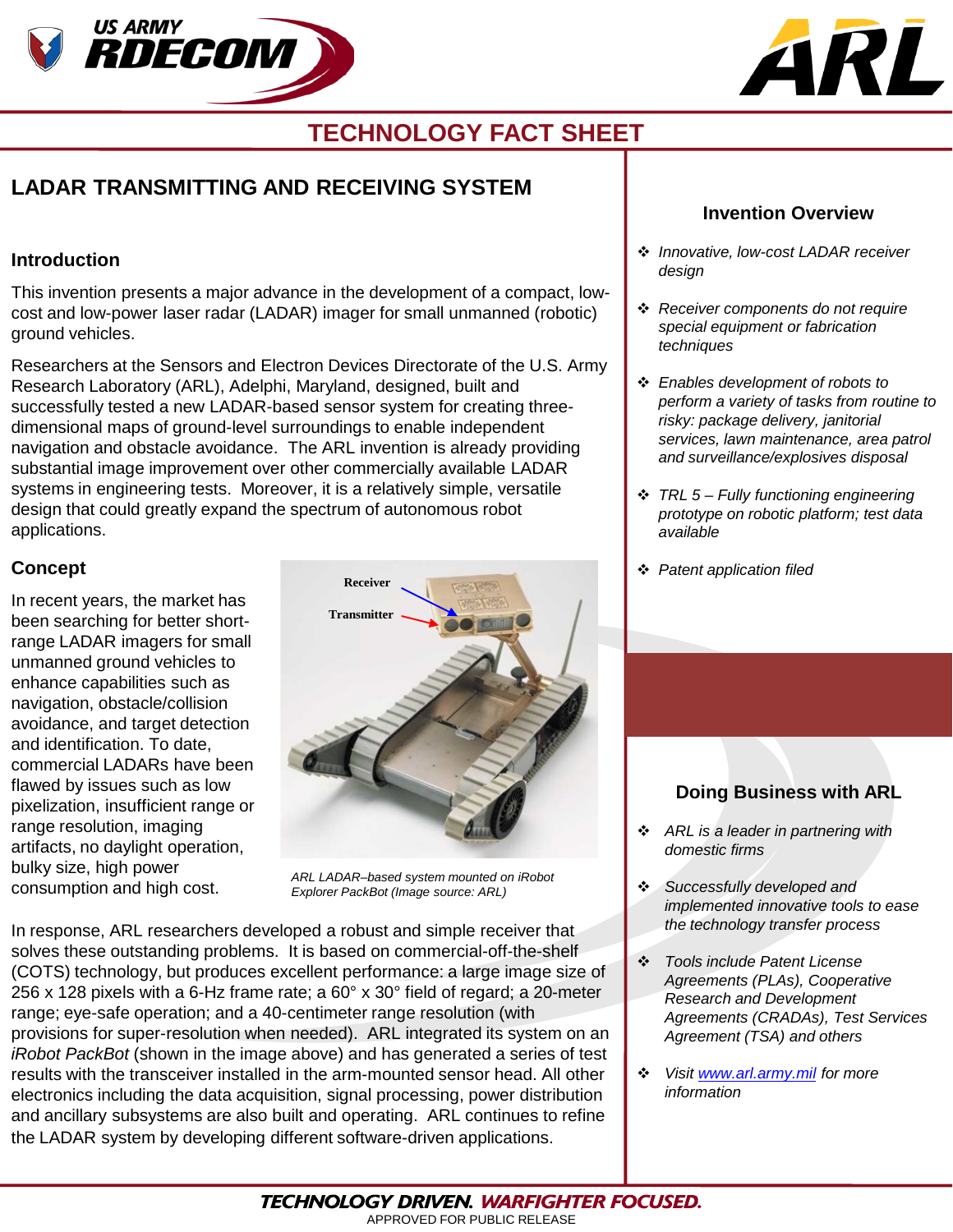# TECHNOLOGY FACT SHEET

## LADAR TRANSMITTING AND RECEIVING SYSTEM

### Introduction

This invention presents a major advance in the development of a compact, low-cost and low-power laser radar (LADAR) imager for small unmanned (robotic) ground vehicles.

Researchers at the Sensors and Electron Devices Directorate of the U.S. Army Research Laboratory (ARL), Adelphi, Maryland, designed, built and successfully tested a new LADAR-based sensor system for creating three-dimensional maps of ground-level surroundings to enable independent navigation and obstacle avoidance. The ARL invention is already providing substantial image improvement over other commercially available LADAR systems in engineering tests. Moreover, it is a relatively simple, versatile design that could greatly expand the spectrum of autonomous robot applications.

### Concept

In recent years, the market has been searching for better short-range LADAR imagers for small unmanned ground vehicles to enhance capabilities such as navigation, obstacle/collision avoidance, and target detection and identification. To date, commercial LADARs have been flawed by issues such as low pixelization, insufficient range or range resolution, imaging artifacts, no daylight operation, bulky size, high power consumption and high cost.

Receiver

Transmitter

*ARL LADAR–based system mounted on iRobot Explorer PackBot (Image source: ARL)*

In response, ARL researchers developed a robust and simple receiver that solves these outstanding problems. It is based on commercial-off-the-shelf (COTS) technology, but produces excellent performance: a large image size of 256 x 128 pixels with a 6-Hz frame rate; a 60° x 30° field of regard; a 20-meter range; eye-safe operation; and a 40-centimeter range resolution (with provisions for super-resolution when needed). ARL integrated its system on an *iRobot PackBot* (shown in the image above) and has generated a series of test results with the transceiver installed in the arm-mounted sensor head. All other electronics including the data acquisition, signal processing, power distribution and ancillary subsystems are also built and operating. ARL continues to refine the LADAR system by developing different software-driven applications.

### Invention Overview

- *Innovative, low-cost LADAR receiver design*
- *Receiver components do not require special equipment or fabrication techniques*
- *Enables development of robots to perform a variety of tasks from routine to risky: package delivery, janitorial services, lawn maintenance, area patrol and surveillance/explosives disposal*
- *TRL 5 – Fully functioning engineering prototype on robotic platform; test data available*
- *Patent application filed*

### Doing Business with ARL

- *ARL is a leader in partnering with domestic firms*
- *Successfully developed and implemented innovative tools to ease the technology transfer process*
- *Tools include Patent License Agreements (PLAs), Cooperative Research and Development Agreements (CRADAs), Test Services Agreement (TSA) and others*
- *Visit www.arl.army.mil for more information*

**TECHNOLOGY DRIVEN. WARFIGHTER FOCUSED.**

APPROVED FOR PUBLIC RELEASE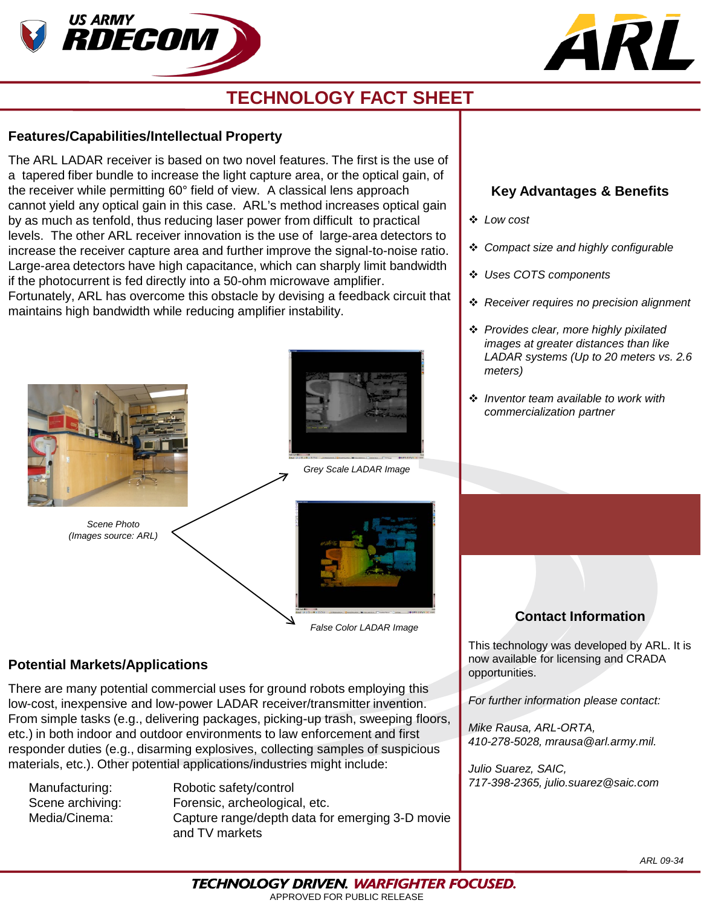# TECHNOLOGY FACT SHEET

## Features/Capabilities/Intellectual Property

The ARL LADAR receiver is based on two novel features. The first is the use of a tapered fiber bundle to increase the light capture area, or the optical gain, of the receiver while permitting 60° field of view. A classical lens approach cannot yield any optical gain in this case. ARL's method increases optical gain by as much as tenfold, thus reducing laser power from difficult to practical levels. The other ARL receiver innovation is the use of large-area detectors to increase the receiver capture area and further improve the signal-to-noise ratio. Large-area detectors have high capacitance, which can sharply limit bandwidth if the photocurrent is fed directly into a 50-ohm microwave amplifier. Fortunately, ARL has overcome this obstacle by devising a feedback circuit that maintains high bandwidth while reducing amplifier instability.

*Scene Photo*
*(Images source: ARL)*

*Grey Scale LADAR Image*

*False Color LADAR Image*

## Potential Markets/Applications

There are many potential commercial uses for ground robots employing this low-cost, inexpensive and low-power LADAR receiver/transmitter invention. From simple tasks (e.g., delivering packages, picking-up trash, sweeping floors, etc.) in both indoor and outdoor environments to law enforcement and first responder duties (e.g., disarming explosives, collecting samples of suspicious materials, etc.). Other potential applications/industries might include:

| | |
|---|---|
| Manufacturing: | Robotic safety/control |
| Scene archiving: | Forensic, archeological, etc. |
| Media/Cinema: | Capture range/depth data for emerging 3-D movie and TV markets |

## Key Advantages & Benefits

- *Low cost*
- *Compact size and highly configurable*
- *Uses COTS components*
- *Receiver requires no precision alignment*
- *Provides clear, more highly pixilated images at greater distances than like LADAR systems (Up to 20 meters vs. 2.6 meters)*
- *Inventor team available to work with commercialization partner*

## Contact Information

This technology was developed by ARL. It is now available for licensing and CRADA opportunities.

*For further information please contact:*

*Mike Rausa, ARL-ORTA,*
*410-278-5028, mrausa@arl.army.mil.*

*Julio Suarez, SAIC,*
*717-398-2365, julio.suarez@saic.com*

*ARL 09-34*

**TECHNOLOGY DRIVEN. WARFIGHTER FOCUSED.**

APPROVED FOR PUBLIC RELEASE